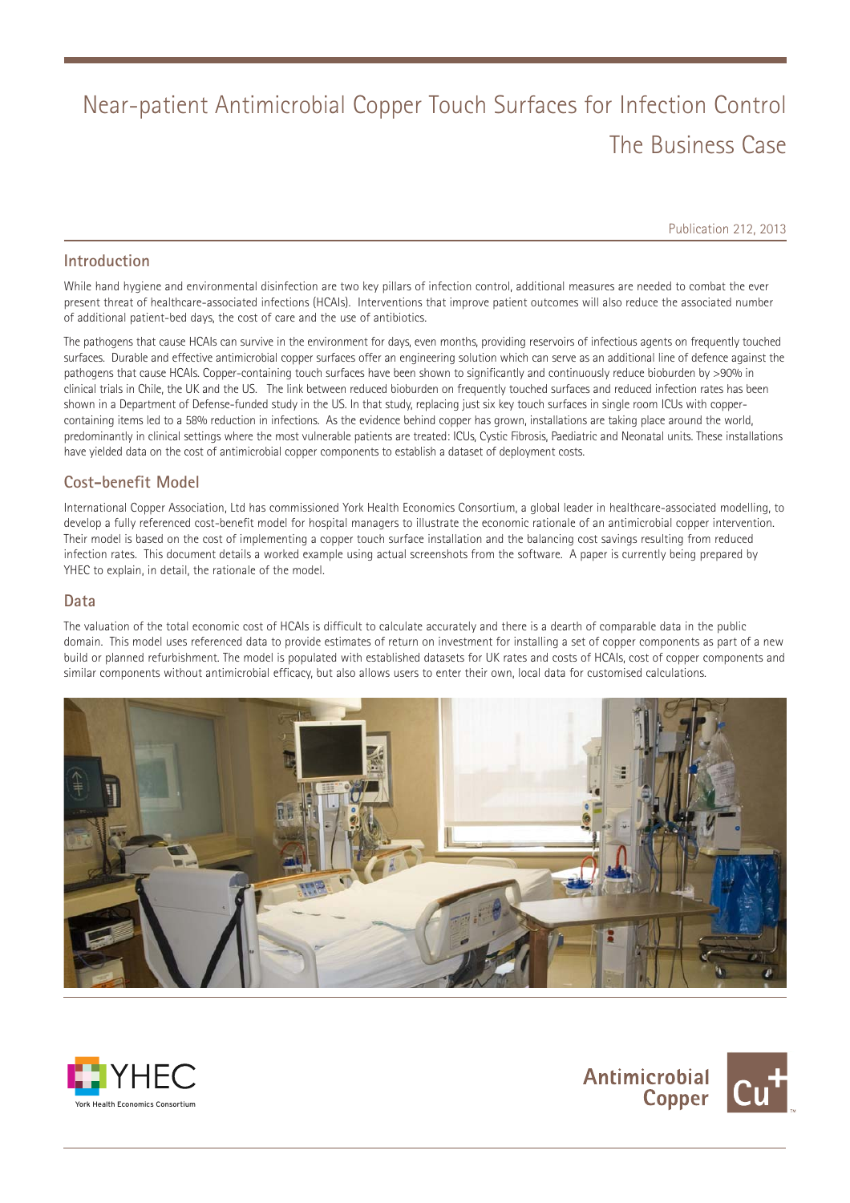# Near-patient Antimicrobial Copper Touch Surfaces for Infection Control
# The Business Case

Publication 212, 2013

## Introduction

While hand hygiene and environmental disinfection are two key pillars of infection control, additional measures are needed to combat the ever present threat of healthcare-associated infections (HCAIs). Interventions that improve patient outcomes will also reduce the associated number of additional patient-bed days, the cost of care and the use of antibiotics.

The pathogens that cause HCAIs can survive in the environment for days, even months, providing reservoirs of infectious agents on frequently touched surfaces. Durable and effective antimicrobial copper surfaces offer an engineering solution which can serve as an additional line of defence against the pathogens that cause HCAIs. Copper-containing touch surfaces have been shown to significantly and continuously reduce bioburden by >90% in clinical trials in Chile, the UK and the US. The link between reduced bioburden on frequently touched surfaces and reduced infection rates has been shown in a Department of Defense-funded study in the US. In that study, replacing just six key touch surfaces in single room ICUs with copper-containing items led to a 58% reduction in infections. As the evidence behind copper has grown, installations are taking place around the world, predominantly in clinical settings where the most vulnerable patients are treated: ICUs, Cystic Fibrosis, Paediatric and Neonatal units. These installations have yielded data on the cost of antimicrobial copper components to establish a dataset of deployment costs.

## Cost-benefit Model

International Copper Association, Ltd has commissioned York Health Economics Consortium, a global leader in healthcare-associated modelling, to develop a fully referenced cost-benefit model for hospital managers to illustrate the economic rationale of an antimicrobial copper intervention. Their model is based on the cost of implementing a copper touch surface installation and the balancing cost savings resulting from reduced infection rates. This document details a worked example using actual screenshots from the software. A paper is currently being prepared by YHEC to explain, in detail, the rationale of the model.

## Data

The valuation of the total economic cost of HCAIs is difficult to calculate accurately and there is a dearth of comparable data in the public domain. This model uses referenced data to provide estimates of return on investment for installing a set of copper components as part of a new build or planned refurbishment. The model is populated with established datasets for UK rates and costs of HCAIs, cost of copper components and similar components without antimicrobial efficacy, but also allows users to enter their own, local data for customised calculations.

YHEC York Health Economics Consortium

Antimicrobial Copper Cu+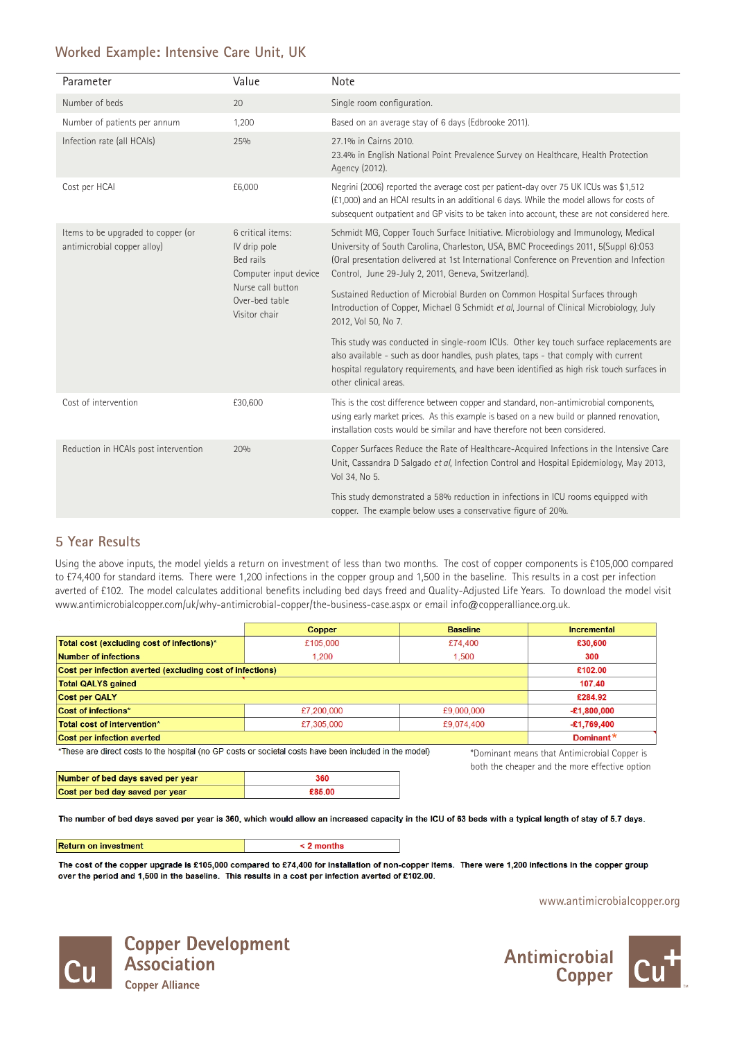## Worked Example: Intensive Care Unit, UK

| Parameter | Value | Note |
|---|---|---|
| Number of beds | 20 | Single room configuration. |
| Number of patients per annum | 1,200 | Based on an average stay of 6 days (Edbrooke 2011). |
| Infection rate (all HCAIs) | 25% | 27.1% in Cairns 2010.<br>23.4% in English National Point Prevalence Survey on Healthcare, Health Protection Agency (2012). |
| Cost per HCAI | £6,000 | Negrini (2006) reported the average cost per patient-day over 75 UK ICUs was $1,512 (£1,000) and an HCAI results in an additional 6 days. While the model allows for costs of subsequent outpatient and GP visits to be taken into account, these are not considered here. |
| Items to be upgraded to copper (or antimicrobial copper alloy) | 6 critical items:<br>IV drip pole<br>Bed rails<br>Computer input device<br>Nurse call button<br>Over-bed table<br>Visitor chair | Schmidt MG, Copper Touch Surface Initiative. Microbiology and Immunology, Medical University of South Carolina, Charleston, USA, BMC Proceedings 2011, 5(Suppl 6):053 (Oral presentation delivered at 1st International Conference on Prevention and Infection Control, June 29-July 2, 2011, Geneva, Switzerland).<br><br>Sustained Reduction of Microbial Burden on Common Hospital Surfaces through Introduction of Copper, Michael G Schmidt *et al*, Journal of Clinical Microbiology, July 2012, Vol 50, No 7.<br><br>This study was conducted in single-room ICUs. Other key touch surface replacements are also available - such as door handles, push plates, taps - that comply with current hospital regulatory requirements, and have been identified as high risk touch surfaces in other clinical areas. |
| Cost of intervention | £30,600 | This is the cost difference between copper and standard, non-antimicrobial components, using early market prices. As this example is based on a new build or planned renovation, installation costs would be similar and have therefore not been considered. |
| Reduction in HCAIs post intervention | 20% | Copper Surfaces Reduce the Rate of Healthcare-Acquired Infections in the Intensive Care Unit, Cassandra D Salgado *et al*, Infection Control and Hospital Epidemiology, May 2013, Vol 34, No 5.<br><br>This study demonstrated a 58% reduction in infections in ICU rooms equipped with copper. The example below uses a conservative figure of 20%. |

## 5 Year Results

Using the above inputs, the model yields a return on investment of less than two months. The cost of copper components is £105,000 compared to £74,400 for standard items. There were 1,200 infections in the copper group and 1,500 in the baseline. This results in a cost per infection averted of £102. The model calculates additional benefits including bed days freed and Quality-Adjusted Life Years. To download the model visit www.antimicrobialcopper.com/uk/why-antimicrobial-copper/the-business-case.aspx or email info@copperalliance.org.uk.

| | Copper | Baseline | Incremental |
|---|---|---|---|
| **Total cost (excluding cost of infections)*** | £105,000 | £74,400 | **£30,600** |
| **Number of infections** | 1,200 | 1,500 | **300** |
| **Cost per infection averted (excluding cost of infections)** | | | **£102.00** |
| **Total QALYS gained** | | | **107.40** |
| **Cost per QALY** | | | **£284.92** |
| **Cost of infections*** | £7,200,000 | £9,000,000 | **-£1,800,000** |
| **Total cost of intervention*** | £7,305,000 | £9,074,400 | **-£1,769,400** |
| **Cost per infection averted** | | | **Dominant*** |

*These are direct costs to the hospital (no GP costs or societal costs have been included in the model)

*Dominant means that Antimicrobial Copper is both the cheaper and the more effective option

| | |
|---|---|
| **Number of bed days saved per year** | **360** |
| **Cost per bed day saved per year** | **£85.00** |

**The number of bed days saved per year is 360, which would allow an increased capacity in the ICU of 63 beds with a typical length of stay of 5.7 days.**

| | |
|---|---|
| **Return on investment** | **< 2 months** |

**The cost of the copper upgrade is £105,000 compared to £74,400 for installation of non-copper items. There were 1,200 infections in the copper group over the period and 1,500 in the baseline. This results in a cost per infection averted of £102.00.**

www.antimicrobialcopper.org

Copper Development Association
Copper Alliance

Antimicrobial Copper